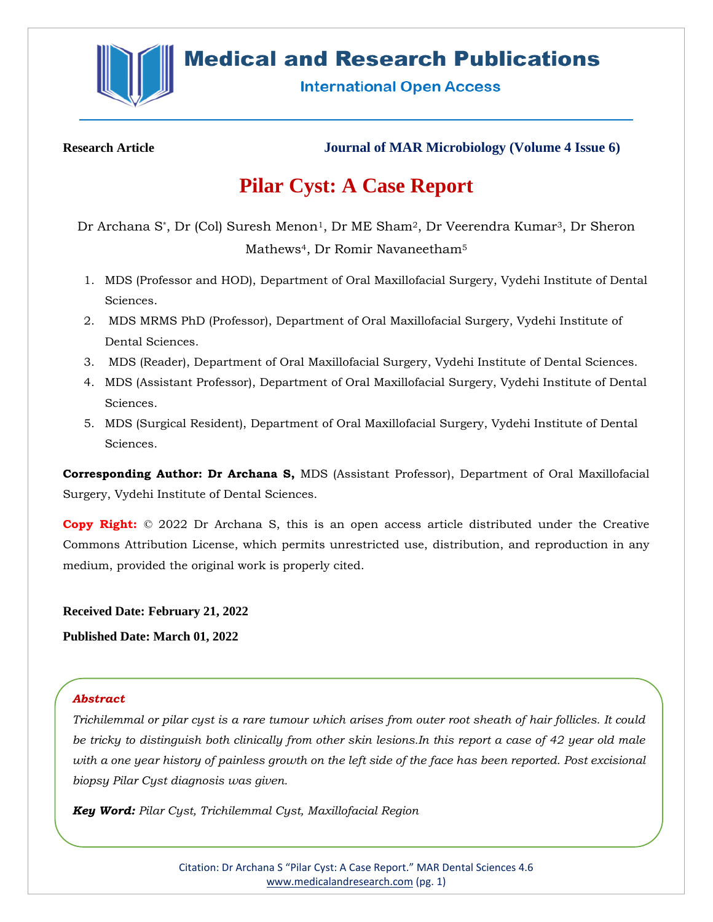**Research Article** **Journal of MAR Microbiology (Volume 4 Issue 6)**

# Pilar Cyst: A Case Report

Dr Archana S*, Dr (Col) Suresh Menon[1], Dr ME Sham[2], Dr Veerendra Kumar[3], Dr Sheron Mathews[4], Dr Romir Navaneetham[5]

1. MDS (Professor and HOD), Department of Oral Maxillofacial Surgery, Vydehi Institute of Dental Sciences.
2. MDS MRMS PhD (Professor), Department of Oral Maxillofacial Surgery, Vydehi Institute of Dental Sciences.
3. MDS (Reader), Department of Oral Maxillofacial Surgery, Vydehi Institute of Dental Sciences.
4. MDS (Assistant Professor), Department of Oral Maxillofacial Surgery, Vydehi Institute of Dental Sciences.
5. MDS (Surgical Resident), Department of Oral Maxillofacial Surgery, Vydehi Institute of Dental Sciences.

**Corresponding Author: Dr Archana S,** MDS (Assistant Professor), Department of Oral Maxillofacial Surgery, Vydehi Institute of Dental Sciences.

**Copy Right:** © 2022 Dr Archana S, this is an open access article distributed under the Creative Commons Attribution License, which permits unrestricted use, distribution, and reproduction in any medium, provided the original work is properly cited.

**Received Date: February 21, 2022**

**Published Date: March 01, 2022**

***Abstract***

*Trichilemmal or pilar cyst is a rare tumour which arises from outer root sheath of hair follicles. It could be tricky to distinguish both clinically from other skin lesions.In this report a case of 42 year old male with a one year history of painless growth on the left side of the face has been reported. Post excisional biopsy Pilar Cyst diagnosis was given.*

***Key Word:*** *Pilar Cyst, Trichilemmal Cyst, Maxillofacial Region*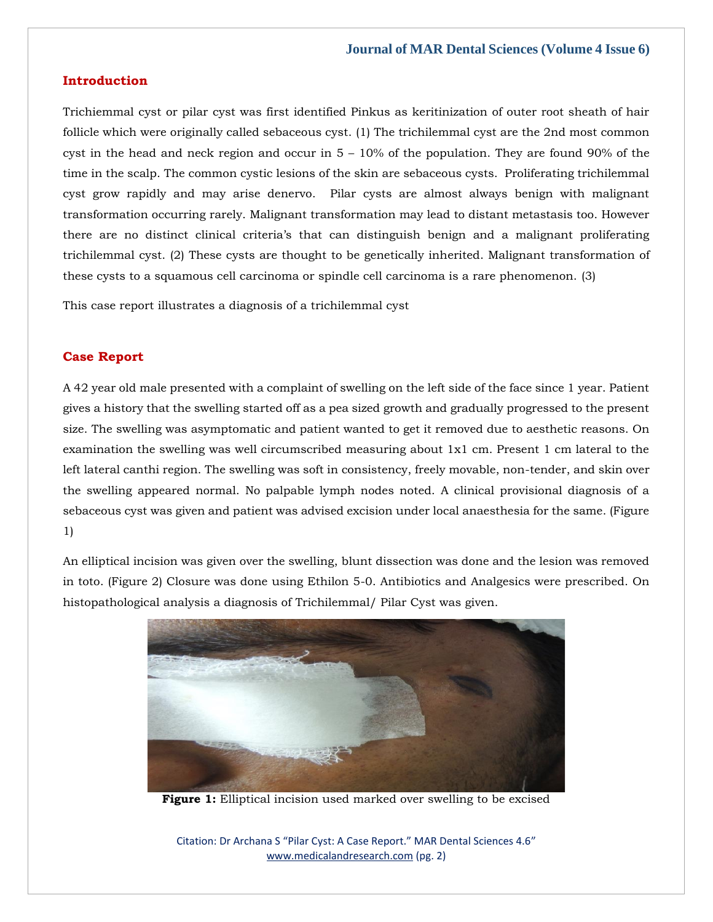## Introduction

Trichiemmal cyst or pilar cyst was first identified Pinkus as keritinization of outer root sheath of hair follicle which were originally called sebaceous cyst. (1) The trichilemmal cyst are the 2nd most common cyst in the head and neck region and occur in 5 – 10% of the population. They are found 90% of the time in the scalp. The common cystic lesions of the skin are sebaceous cysts. Proliferating trichilemmal cyst grow rapidly and may arise denervo. Pilar cysts are almost always benign with malignant transformation occurring rarely. Malignant transformation may lead to distant metastasis too. However there are no distinct clinical criteria's that can distinguish benign and a malignant proliferating trichilemmal cyst. (2) These cysts are thought to be genetically inherited. Malignant transformation of these cysts to a squamous cell carcinoma or spindle cell carcinoma is a rare phenomenon. (3)

This case report illustrates a diagnosis of a trichilemmal cyst

## Case Report

A 42 year old male presented with a complaint of swelling on the left side of the face since 1 year. Patient gives a history that the swelling started off as a pea sized growth and gradually progressed to the present size. The swelling was asymptomatic and patient wanted to get it removed due to aesthetic reasons. On examination the swelling was well circumscribed measuring about 1x1 cm. Present 1 cm lateral to the left lateral canthi region. The swelling was soft in consistency, freely movable, non-tender, and skin over the swelling appeared normal. No palpable lymph nodes noted. A clinical provisional diagnosis of a sebaceous cyst was given and patient was advised excision under local anaesthesia for the same. (Figure 1)

An elliptical incision was given over the swelling, blunt dissection was done and the lesion was removed in toto. (Figure 2) Closure was done using Ethilon 5-0. Antibiotics and Analgesics were prescribed. On histopathological analysis a diagnosis of Trichilemmal/ Pilar Cyst was given.

**Figure 1:** Elliptical incision used marked over swelling to be excised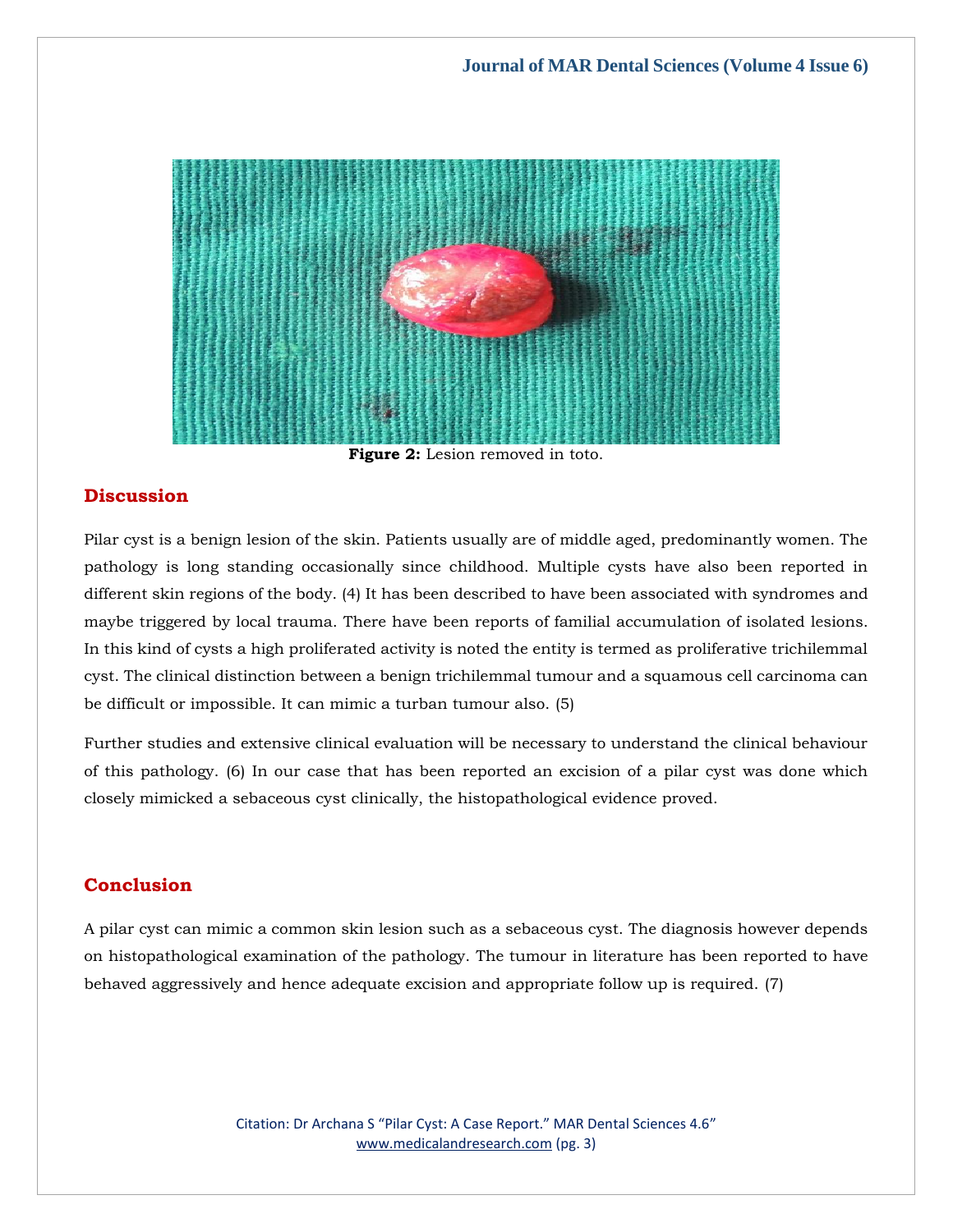**Figure 2:** Lesion removed in toto.

## Discussion

Pilar cyst is a benign lesion of the skin. Patients usually are of middle aged, predominantly women. The pathology is long standing occasionally since childhood. Multiple cysts have also been reported in different skin regions of the body. (4) It has been described to have been associated with syndromes and maybe triggered by local trauma. There have been reports of familial accumulation of isolated lesions. In this kind of cysts a high proliferated activity is noted the entity is termed as proliferative trichilemmal cyst. The clinical distinction between a benign trichilemmal tumour and a squamous cell carcinoma can be difficult or impossible. It can mimic a turban tumour also. (5)

Further studies and extensive clinical evaluation will be necessary to understand the clinical behaviour of this pathology. (6) In our case that has been reported an excision of a pilar cyst was done which closely mimicked a sebaceous cyst clinically, the histopathological evidence proved.

## Conclusion

A pilar cyst can mimic a common skin lesion such as a sebaceous cyst. The diagnosis however depends on histopathological examination of the pathology. The tumour in literature has been reported to have behaved aggressively and hence adequate excision and appropriate follow up is required. (7)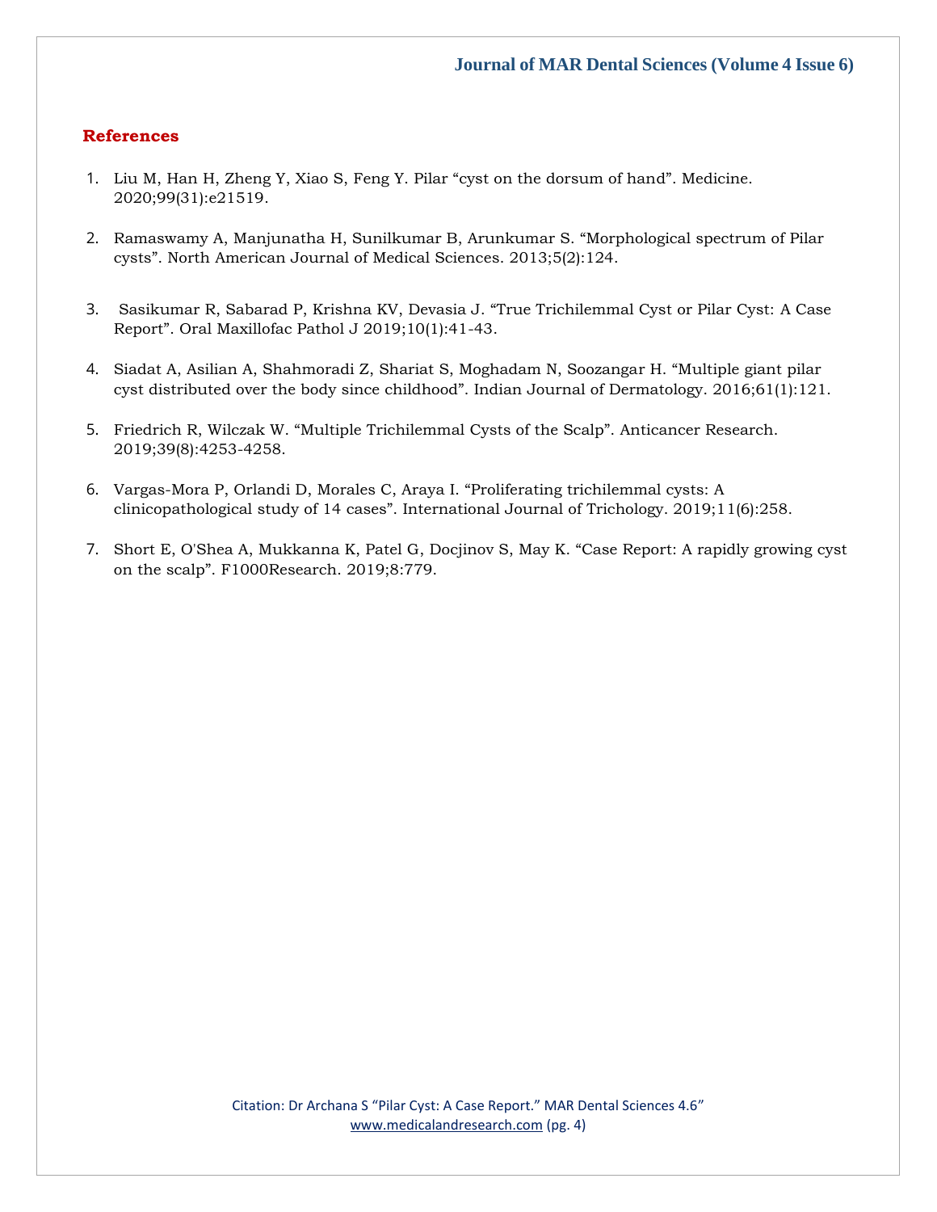## References

1. Liu M, Han H, Zheng Y, Xiao S, Feng Y. Pilar "cyst on the dorsum of hand". Medicine. 2020;99(31):e21519.

2. Ramaswamy A, Manjunatha H, Sunilkumar B, Arunkumar S. "Morphological spectrum of Pilar cysts". North American Journal of Medical Sciences. 2013;5(2):124.

3. Sasikumar R, Sabarad P, Krishna KV, Devasia J. "True Trichilemmal Cyst or Pilar Cyst: A Case Report". Oral Maxillofac Pathol J 2019;10(1):41-43.

4. Siadat A, Asilian A, Shahmoradi Z, Shariat S, Moghadam N, Soozangar H. "Multiple giant pilar cyst distributed over the body since childhood". Indian Journal of Dermatology. 2016;61(1):121.

5. Friedrich R, Wilczak W. "Multiple Trichilemmal Cysts of the Scalp". Anticancer Research. 2019;39(8):4253-4258.

6. Vargas-Mora P, Orlandi D, Morales C, Araya I. "Proliferating trichilemmal cysts: A clinicopathological study of 14 cases". International Journal of Trichology. 2019;11(6):258.

7. Short E, O'Shea A, Mukkanna K, Patel G, Docjinov S, May K. "Case Report: A rapidly growing cyst on the scalp". F1000Research. 2019;8:779.

Citation: Dr Archana S "Pilar Cyst: A Case Report." MAR Dental Sciences 4.6"
www.medicalandresearch.com (pg. 4)